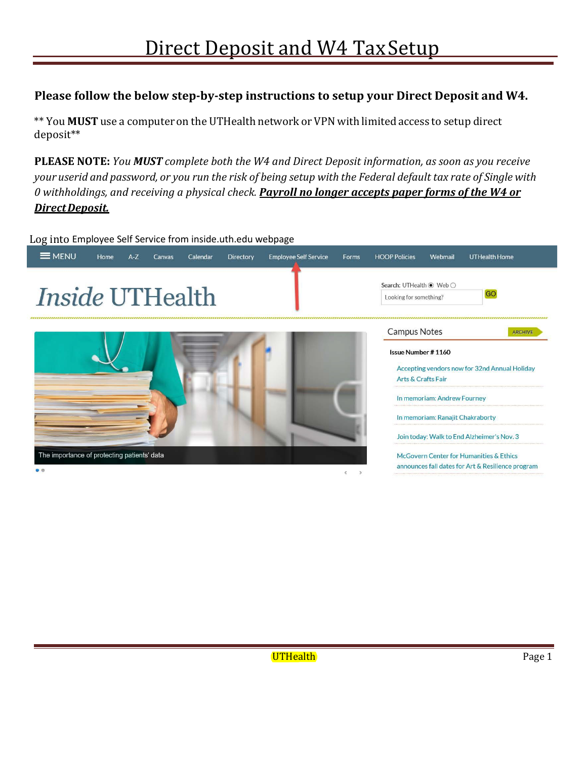# Direct Deposit and W4 Tax Setup

**Please follow the below step-by-step instructions to setup your Direct Deposit and W4.**

** You **MUST** use a computer on the UTHealth network or VPN with limited access to setup direct deposit**

**PLEASE NOTE:** *You **MUST** complete both the W4 and Direct Deposit information, as soon as you receive your userid and password, or you run the risk of being setup with the Federal default tax rate of Single with 0 withholdings, and receiving a physical check.* ***Payroll no longer accepts paper forms of the W4 or Direct Deposit.***

Log into Employee Self Service from inside.uth.edu webpage

MENU Home A-Z Canvas Calendar Directory Employee Self Service Forms HOOP Policies Webmail UTHealth Home

*Inside* UTHealth

Search: UTHealth Web

Looking for something? GO

Campus Notes ARCHIVE

Issue Number # 1160

- Accepting vendors now for 32nd Annual Holiday Arts & Crafts Fair
- In memoriam: Andrew Fourney
- In memoriam: Ranajit Chakraborty
- Join today: Walk to End Alzheimer's Nov. 3
- McGovern Center for Humanities & Ethics announces fall dates for Art & Resilience program

The importance of protecting patients' data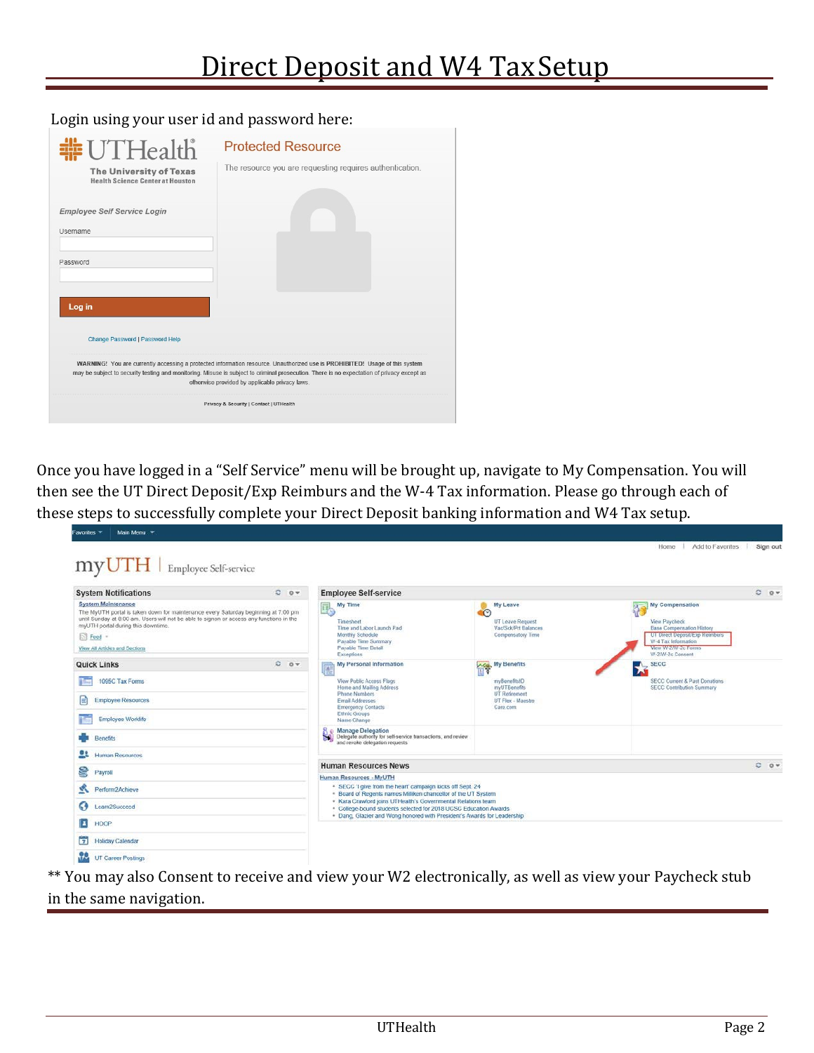# Direct Deposit and W4 Tax Setup

Login using your user id and password here:

Once you have logged in a "Self Service" menu will be brought up, navigate to My Compensation. You will then see the UT Direct Deposit/Exp Reimburs and the W-4 Tax information. Please go through each of these steps to successfully complete your Direct Deposit banking information and W4 Tax setup.

** You may also Consent to receive and view your W2 electronically, as well as view your Paycheck stub in the same navigation.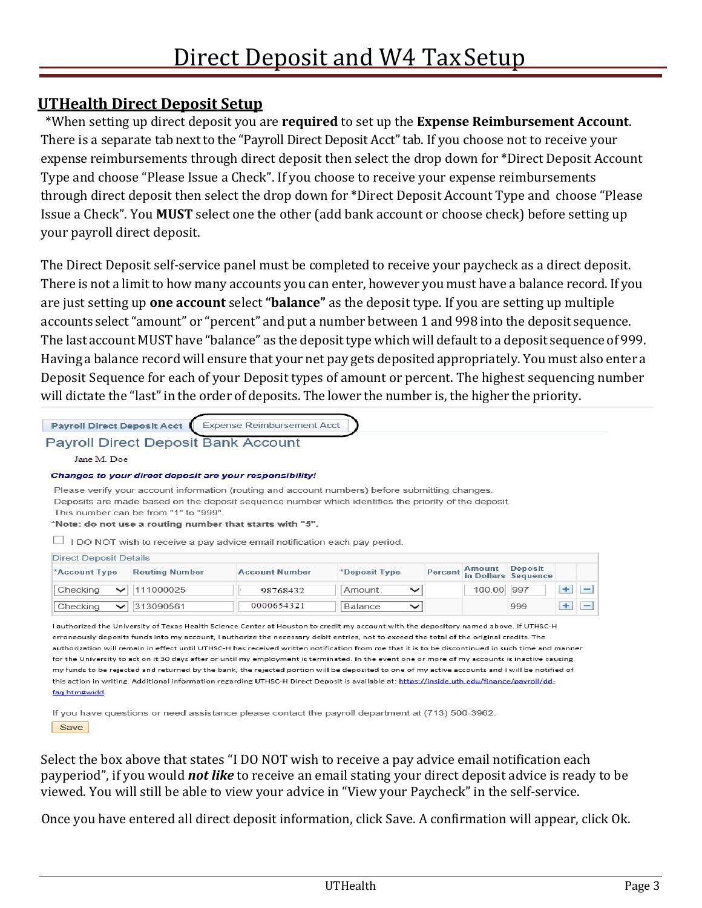# Direct Deposit and W4 TaxSetup

## UTHealth Direct Deposit Setup

*When setting up direct deposit you are **required** to set up the **Expense Reimbursement Account**. There is a separate tab next to the "Payroll Direct Deposit Acct" tab. If you choose not to receive your expense reimbursements through direct deposit then select the drop down for *Direct Deposit Account Type and choose "Please Issue a Check". If you choose to receive your expense reimbursements through direct deposit then select the drop down for *Direct Deposit Account Type and choose "Please Issue a Check". You **MUST** select one the other (add bank account or choose check) before setting up your payroll direct deposit.

The Direct Deposit self-service panel must be completed to receive your paycheck as a direct deposit. There is not a limit to how many accounts you can enter, however you must have a balance record. If you are just setting up **one account** select **"balance"** as the deposit type. If you are setting up multiple accounts select "amount" or "percent" and put a number between 1 and 998 into the deposit sequence. The last account MUST have "balance" as the deposit type which will default to a deposit sequence of 999. Having a balance record will ensure that your net pay gets deposited appropriately. You must also enter a Deposit Sequence for each of your Deposit types of amount or percent. The highest sequencing number will dictate the "last" in the order of deposits. The lower the number is, the higher the priority.

Payroll Direct Deposit Acct | Expense Reimbursement Acct

**Payroll Direct Deposit Bank Account**

Jane M. Doe

***Changes to your direct deposit are your responsibility!***

Please verify your account information (routing and account numbers) before submitting changes.
Deposits are made based on the deposit sequence number which identifies the priority of the deposit.
This number can be from "1" to "999".
***Note: do not use a routing number that starts with "5".**

☐ I DO NOT wish to receive a pay advice email notification each pay period.

Direct Deposit Details

| *Account Type | Routing Number | Account Number | *Deposit Type | Percent | Amount in Dollars | Deposit Sequence |
|---|---|---|---|---|---|---|
| Checking | 111000025 | 98768432 | Amount | | 100.00 | 997 |
| Checking | 313090561 | 0000654321 | Balance | | | 999 |

I authorized the University of Texas Health Science Center at Houston to credit my account with the depository named above. If UTHSC-H erroneously deposits funds into my account, I authorize the necessary debit entries, not to exceed the total of the original credits. The authorization will remain in effect until UTHSC-H has received written notification from me that it is to be discontinued in such time and manner for the University to act on it 30 days after or until my employment is terminated. In the event one or more of my accounts is inactive causing my funds to be rejected and returned by the bank, the rejected portion will be deposited to one of my active accounts and I will be notified of this action in writing. Additional information regarding UTHSC-H Direct Deposit is available at: https://inside.uth.edu/finance/payroll/dd-faq.htm#widd

If you have questions or need assistance please contact the payroll department at (713) 500-3962.

Save

Select the box above that states "I DO NOT wish to receive a pay advice email notification each payperiod", if you would ***not like*** to receive an email stating your direct deposit advice is ready to be viewed. You will still be able to view your advice in "View your Paycheck" in the self-service.

Once you have entered all direct deposit information, click Save. A confirmation will appear, click Ok.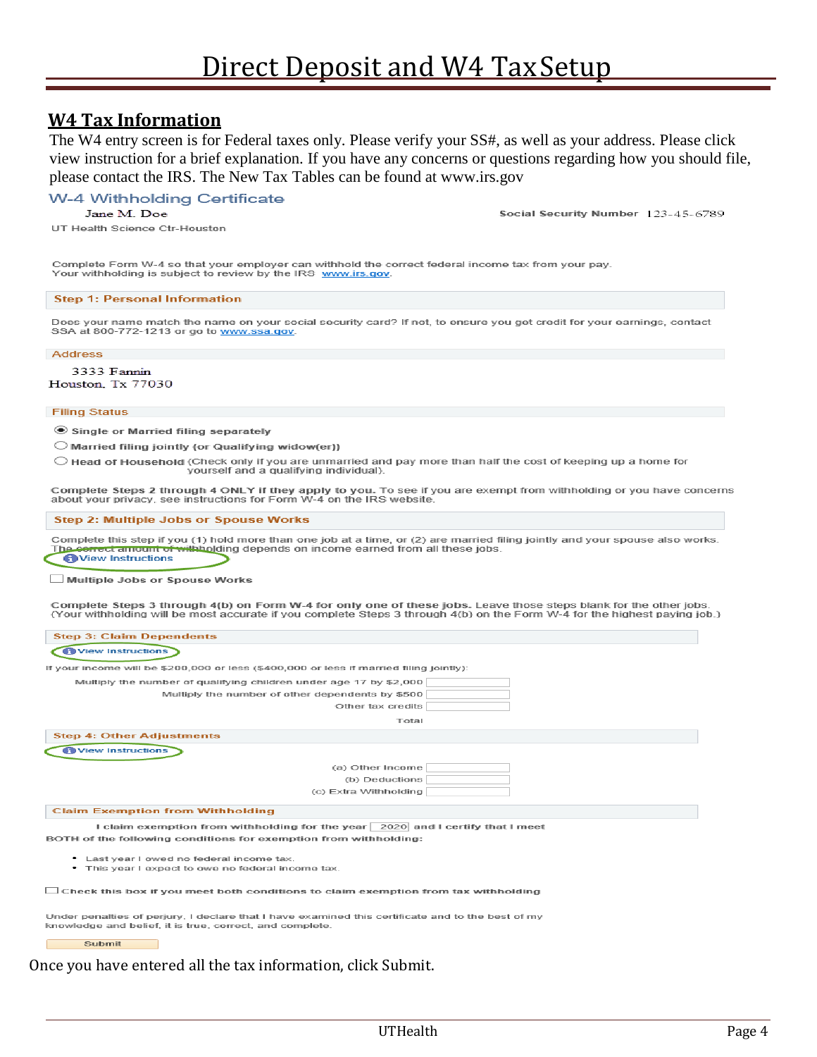# Direct Deposit and W4 TaxSetup

## W4 Tax Information

The W4 entry screen is for Federal taxes only. Please verify your SS#, as well as your address. Please click view instruction for a brief explanation. If you have any concerns or questions regarding how you should file, please contact the IRS. The New Tax Tables can be found at www.irs.gov

### W-4 Withholding Certificate

Jane M. Doe　　　　Social Security Number 123-45-6789

UT Health Science Ctr-Houston

Complete Form W-4 so that your employer can withhold the correct federal income tax from your pay. Your withholding is subject to review by the IRS www.irs.gov.

**Step 1: Personal Information**

Does your name match the name on your social security card? If not, to ensure you get credit for your earnings, contact SSA at 800-772-1213 or go to www.ssa.gov.

**Address**

3333 Fannin
Houston, Tx 77030

**Filing Status**

- (●) Single or Married filing separately
- ( ) Married filing jointly (or Qualifying widow(er))
- ( ) Head of Household (Check only if you are unmarried and pay more than half the cost of keeping up a home for yourself and a qualifying individual).

Complete Steps 2 through 4 ONLY if they apply to you. To see if you are exempt from withholding or you have concerns about your privacy, see instructions for Form W-4 on the IRS website.

**Step 2: Multiple Jobs or Spouse Works**

Complete this step if you (1) hold more than one job at a time, or (2) are married filing jointly and your spouse also works. The correct amount of withholding depends on income earned from all these jobs.

View Instructions

☐ Multiple Jobs or Spouse Works

Complete Steps 3 through 4(b) on Form W-4 for only one of these jobs. Leave those steps blank for the other jobs. (Your withholding will be most accurate if you complete Steps 3 through 4(b) on the Form W-4 for the highest paying job.)

**Step 3: Claim Dependents**

View Instructions

If your income will be $200,000 or less ($400,000 or less if married filing jointly):

Multiply the number of qualifying children under age 17 by $2,000

Multiply the number of other dependents by $500

Other tax credits

Total

**Step 4: Other Adjustments**

View Instructions

(a) Other Income

(b) Deductions

(c) Extra Withholding

**Claim Exemption from Withholding**

I claim exemption from withholding for the year 2020 and I certify that I meet BOTH of the following conditions for exemption from withholding:

- Last year I owed no federal income tax.
- This year I expect to owe no federal income tax.

☐ Check this box if you meet both conditions to claim exemption from tax withholding

Under penalties of perjury, I declare that I have examined this certificate and to the best of my knowledge and belief, it is true, correct, and complete.

Submit

Once you have entered all the tax information, click Submit.